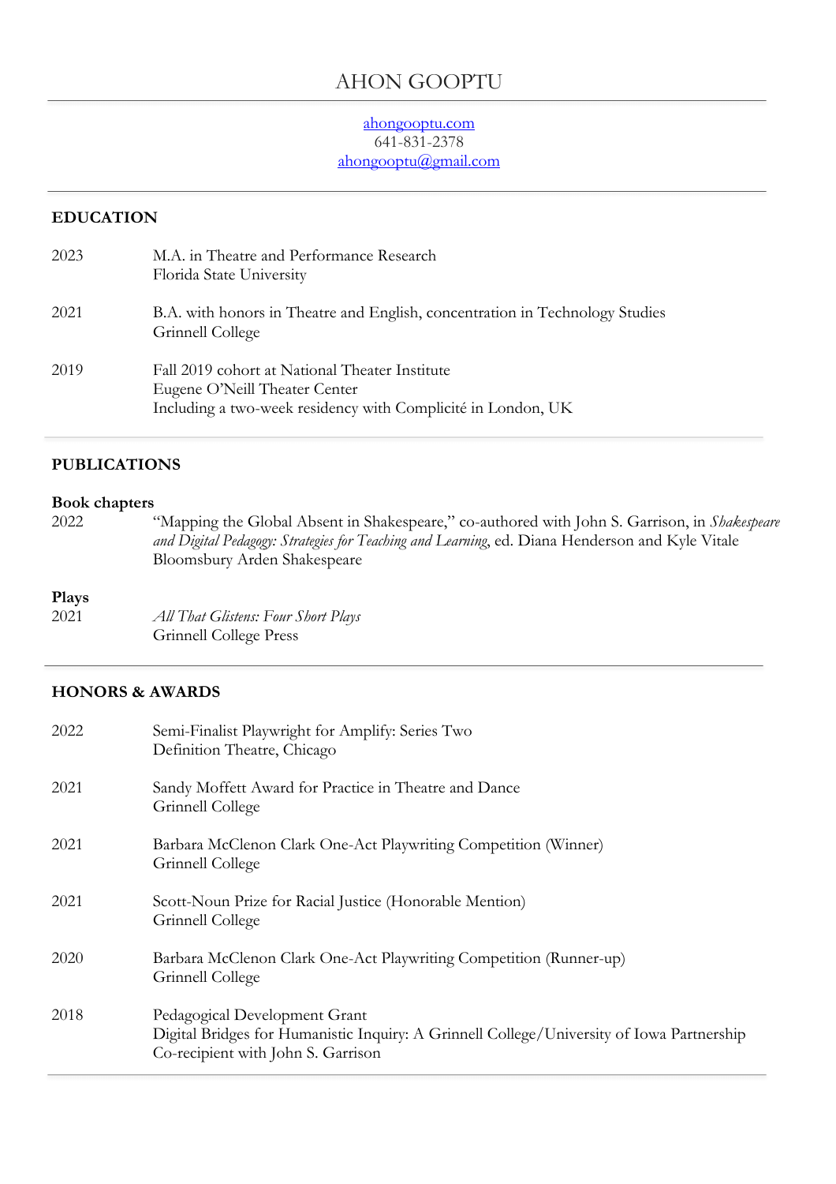# AHON GOOPTU

[ahongooptu.com](http://ahongooptu.com)
641-831-2378
[ahongooptu@gmail.com](mailto:ahongooptu@gmail.com)

## EDUCATION

2023 — M.A. in Theatre and Performance Research
Florida State University

2021 — B.A. with honors in Theatre and English, concentration in Technology Studies
Grinnell College

2019 — Fall 2019 cohort at National Theater Institute
Eugene O'Neill Theater Center
Including a two-week residency with Complicité in London, UK

## PUBLICATIONS

### Book chapters

2022 — "Mapping the Global Absent in Shakespeare," co-authored with John S. Garrison, in *Shakespeare and Digital Pedagogy: Strategies for Teaching and Learning*, ed. Diana Henderson and Kyle Vitale
Bloomsbury Arden Shakespeare

### Plays

2021 — *All That Glistens: Four Short Plays*
Grinnell College Press

## HONORS & AWARDS

2022 — Semi-Finalist Playwright for Amplify: Series Two
Definition Theatre, Chicago

2021 — Sandy Moffett Award for Practice in Theatre and Dance
Grinnell College

2021 — Barbara McClenon Clark One-Act Playwriting Competition (Winner)
Grinnell College

2021 — Scott-Noun Prize for Racial Justice (Honorable Mention)
Grinnell College

2020 — Barbara McClenon Clark One-Act Playwriting Competition (Runner-up)
Grinnell College

2018 — Pedagogical Development Grant
Digital Bridges for Humanistic Inquiry: A Grinnell College/University of Iowa Partnership
Co-recipient with John S. Garrison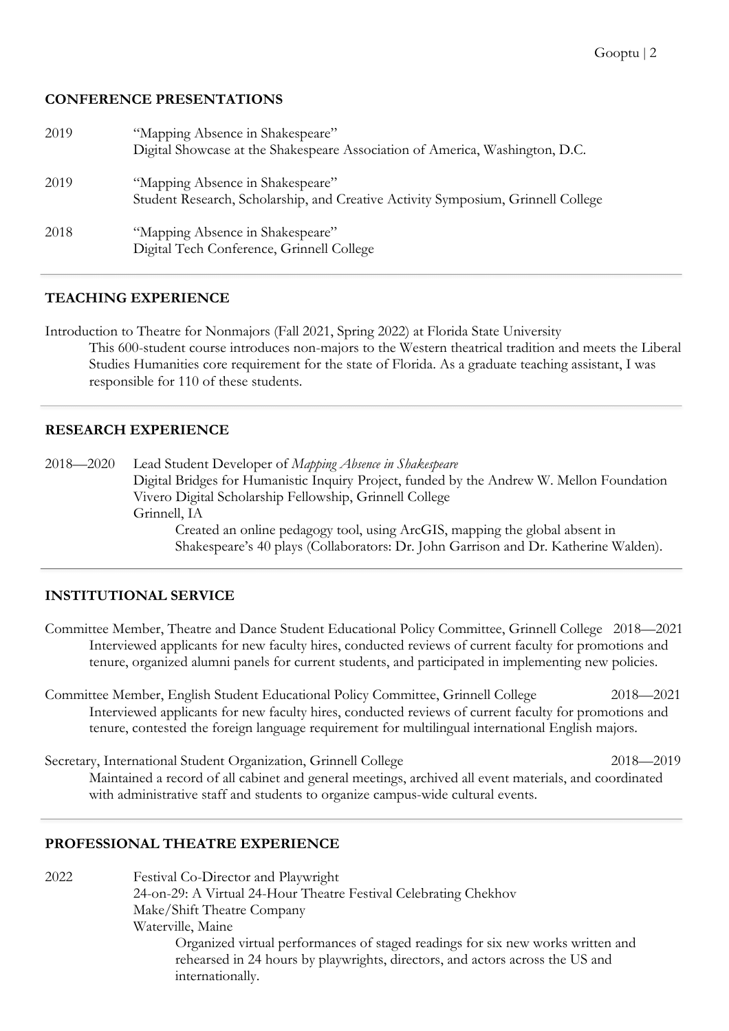## CONFERENCE PRESENTATIONS

2019 "Mapping Absence in Shakespeare"
Digital Showcase at the Shakespeare Association of America, Washington, D.C.

2019 "Mapping Absence in Shakespeare"
Student Research, Scholarship, and Creative Activity Symposium, Grinnell College

2018 "Mapping Absence in Shakespeare"
Digital Tech Conference, Grinnell College

---

## TEACHING EXPERIENCE

Introduction to Theatre for Nonmajors (Fall 2021, Spring 2022) at Florida State University

This 600-student course introduces non-majors to the Western theatrical tradition and meets the Liberal Studies Humanities core requirement for the state of Florida. As a graduate teaching assistant, I was responsible for 110 of these students.

---

## RESEARCH EXPERIENCE

2018—2020 Lead Student Developer of *Mapping Absence in Shakespeare*
Digital Bridges for Humanistic Inquiry Project, funded by the Andrew W. Mellon Foundation
Vivero Digital Scholarship Fellowship, Grinnell College
Grinnell, IA

Created an online pedagogy tool, using ArcGIS, mapping the global absent in Shakespeare's 40 plays (Collaborators: Dr. John Garrison and Dr. Katherine Walden).

---

## INSTITUTIONAL SERVICE

Committee Member, Theatre and Dance Student Educational Policy Committee, Grinnell College 2018—2021

Interviewed applicants for new faculty hires, conducted reviews of current faculty for promotions and tenure, organized alumni panels for current students, and participated in implementing new policies.

Committee Member, English Student Educational Policy Committee, Grinnell College 2018—2021

Interviewed applicants for new faculty hires, conducted reviews of current faculty for promotions and tenure, contested the foreign language requirement for multilingual international English majors.

Secretary, International Student Organization, Grinnell College 2018—2019

Maintained a record of all cabinet and general meetings, archived all event materials, and coordinated with administrative staff and students to organize campus-wide cultural events.

---

## PROFESSIONAL THEATRE EXPERIENCE

2022 Festival Co-Director and Playwright
24-on-29: A Virtual 24-Hour Theatre Festival Celebrating Chekhov
Make/Shift Theatre Company
Waterville, Maine

Organized virtual performances of staged readings for six new works written and rehearsed in 24 hours by playwrights, directors, and actors across the US and internationally.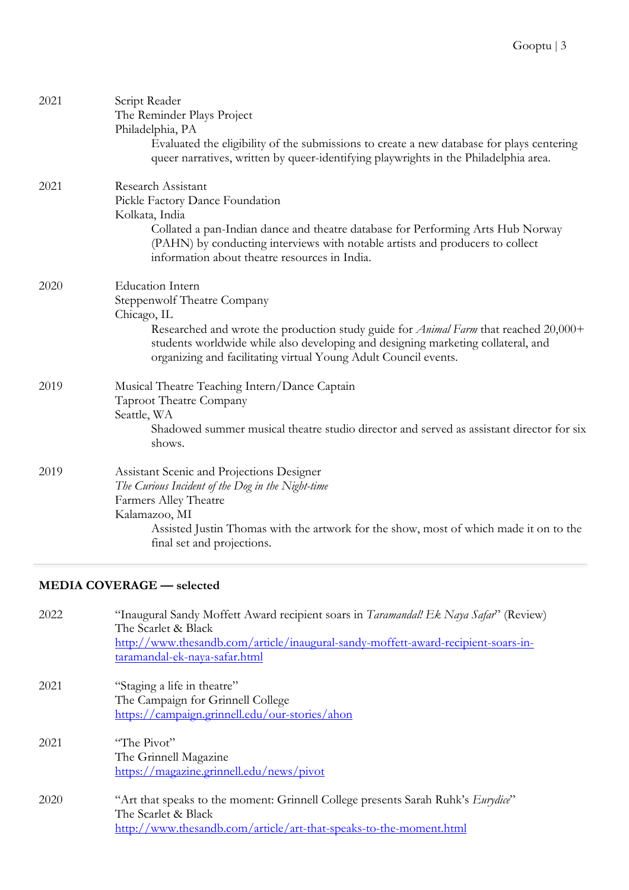2021 Script Reader
The Reminder Plays Project
Philadelphia, PA
Evaluated the eligibility of the submissions to create a new database for plays centering queer narratives, written by queer-identifying playwrights in the Philadelphia area.

2021 Research Assistant
Pickle Factory Dance Foundation
Kolkata, India
Collated a pan-Indian dance and theatre database for Performing Arts Hub Norway (PAHN) by conducting interviews with notable artists and producers to collect information about theatre resources in India.

2020 Education Intern
Steppenwolf Theatre Company
Chicago, IL
Researched and wrote the production study guide for *Animal Farm* that reached 20,000+ students worldwide while also developing and designing marketing collateral, and organizing and facilitating virtual Young Adult Council events.

2019 Musical Theatre Teaching Intern/Dance Captain
Taproot Theatre Company
Seattle, WA
Shadowed summer musical theatre studio director and served as assistant director for six shows.

2019 Assistant Scenic and Projections Designer
*The Curious Incident of the Dog in the Night-time*
Farmers Alley Theatre
Kalamazoo, MI
Assisted Justin Thomas with the artwork for the show, most of which made it on to the final set and projections.

---

## MEDIA COVERAGE — selected

2022 "Inaugural Sandy Moffett Award recipient soars in *Taramandal! Ek Naya Safar*" (Review)
The Scarlet & Black
http://www.thesandb.com/article/inaugural-sandy-moffett-award-recipient-soars-in-taramandal-ek-naya-safar.html

2021 "Staging a life in theatre"
The Campaign for Grinnell College
https://campaign.grinnell.edu/our-stories/ahon

2021 "The Pivot"
The Grinnell Magazine
https://magazine.grinnell.edu/news/pivot

2020 "Art that speaks to the moment: Grinnell College presents Sarah Ruhk's *Eurydice*"
The Scarlet & Black
http://www.thesandb.com/article/art-that-speaks-to-the-moment.html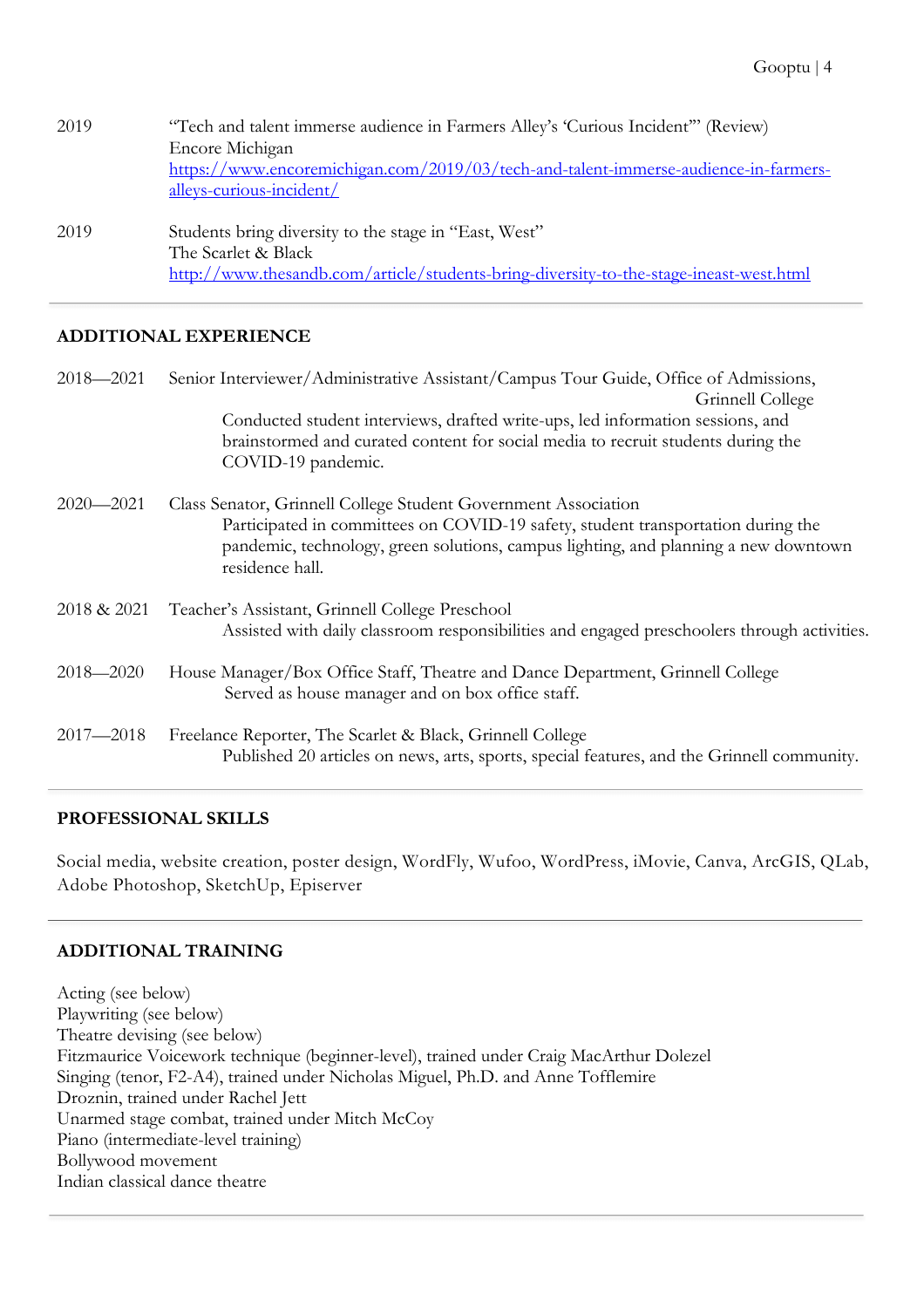2019 — "Tech and talent immerse audience in Farmers Alley's 'Curious Incident'" (Review)
Encore Michigan
[https://www.encoremichigan.com/2019/03/tech-and-talent-immerse-audience-in-farmers-alleys-curious-incident/](https://www.encoremichigan.com/2019/03/tech-and-talent-immerse-audience-in-farmers-alleys-curious-incident/)

2019 — Students bring diversity to the stage in "East, West"
The Scarlet & Black
[http://www.thesandb.com/article/students-bring-diversity-to-the-stage-ineast-west.html](http://www.thesandb.com/article/students-bring-diversity-to-the-stage-ineast-west.html)

---

## ADDITIONAL EXPERIENCE

2018—2021 — Senior Interviewer/Administrative Assistant/Campus Tour Guide, Office of Admissions, Grinnell College
Conducted student interviews, drafted write-ups, led information sessions, and brainstormed and curated content for social media to recruit students during the COVID-19 pandemic.

2020—2021 — Class Senator, Grinnell College Student Government Association
Participated in committees on COVID-19 safety, student transportation during the pandemic, technology, green solutions, campus lighting, and planning a new downtown residence hall.

2018 & 2021 — Teacher's Assistant, Grinnell College Preschool
Assisted with daily classroom responsibilities and engaged preschoolers through activities.

2018—2020 — House Manager/Box Office Staff, Theatre and Dance Department, Grinnell College
Served as house manager and on box office staff.

2017—2018 — Freelance Reporter, The Scarlet & Black, Grinnell College
Published 20 articles on news, arts, sports, special features, and the Grinnell community.

---

## PROFESSIONAL SKILLS

Social media, website creation, poster design, WordFly, Wufoo, WordPress, iMovie, Canva, ArcGIS, QLab, Adobe Photoshop, SketchUp, Episerver

---

## ADDITIONAL TRAINING

Acting (see below)
Playwriting (see below)
Theatre devising (see below)
Fitzmaurice Voicework technique (beginner-level), trained under Craig MacArthur Dolezel
Singing (tenor, F2-A4), trained under Nicholas Miguel, Ph.D. and Anne Tofflemire
Droznin, trained under Rachel Jett
Unarmed stage combat, trained under Mitch McCoy
Piano (intermediate-level training)
Bollywood movement
Indian classical dance theatre

---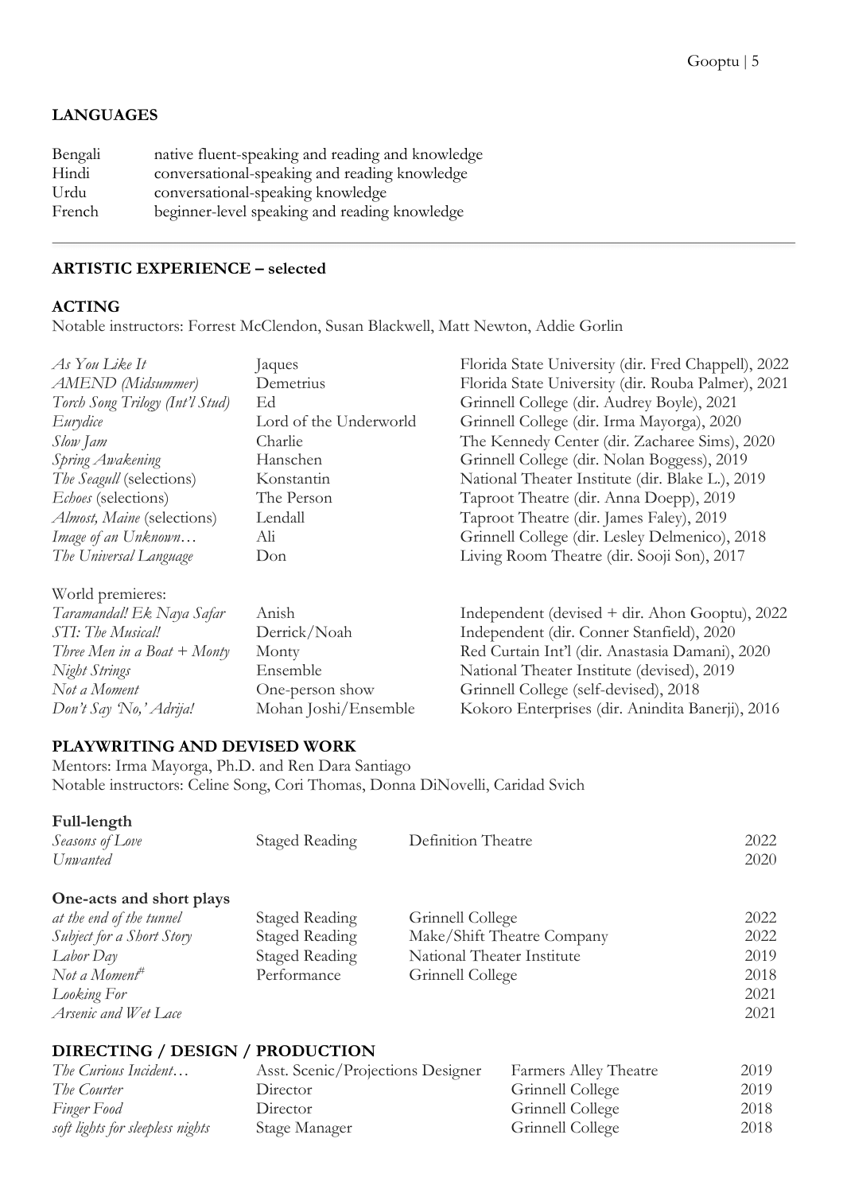**LANGUAGES**

| | |
|---|---|
| Bengali | native fluent-speaking and reading and knowledge |
| Hindi | conversational-speaking and reading knowledge |
| Urdu | conversational-speaking knowledge |
| French | beginner-level speaking and reading knowledge |

---

**ARTISTIC EXPERIENCE – selected**

**ACTING**

Notable instructors: Forrest McClendon, Susan Blackwell, Matt Newton, Addie Gorlin

| | | |
|---|---|---|
| *As You Like It* | Jaques | Florida State University (dir. Fred Chappell), 2022 |
| *AMEND (Midsummer)* | Demetrius | Florida State University (dir. Rouba Palmer), 2021 |
| *Torch Song Trilogy (Int'l Stud)* | Ed | Grinnell College (dir. Audrey Boyle), 2021 |
| *Eurydice* | Lord of the Underworld | Grinnell College (dir. Irma Mayorga), 2020 |
| *Slow Jam* | Charlie | The Kennedy Center (dir. Zacharee Sims), 2020 |
| *Spring Awakening* | Hanschen | Grinnell College (dir. Nolan Boggess), 2019 |
| *The Seagull* (selections) | Konstantin | National Theater Institute (dir. Blake L.), 2019 |
| *Echoes* (selections) | The Person | Taproot Theatre (dir. Anna Doepp), 2019 |
| *Almost, Maine* (selections) | Lendall | Taproot Theatre (dir. James Faley), 2019 |
| *Image of an Unknown…* | Ali | Grinnell College (dir. Lesley Delmenico), 2018 |
| *The Universal Language* | Don | Living Room Theatre (dir. Sooji Son), 2017 |

World premieres:

| | | |
|---|---|---|
| *Taramandal! Ek Naya Safar* | Anish | Independent (devised + dir. Ahon Gooptu), 2022 |
| *STI: The Musical!* | Derrick/Noah | Independent (dir. Conner Stanfield), 2020 |
| *Three Men in a Boat + Monty* | Monty | Red Curtain Int'l (dir. Anastasia Damani), 2020 |
| *Night Strings* | Ensemble | National Theater Institute (devised), 2019 |
| *Not a Moment* | One-person show | Grinnell College (self-devised), 2018 |
| *Don't Say 'No,' Adrija!* | Mohan Joshi/Ensemble | Kokoro Enterprises (dir. Anindita Banerji), 2016 |

**PLAYWRITING AND DEVISED WORK**

Mentors: Irma Mayorga, Ph.D. and Ren Dara Santiago
Notable instructors: Celine Song, Cori Thomas, Donna DiNovelli, Caridad Svich

**Full-length**

| | | | |
|---|---|---|---|
| *Seasons of Love* | Staged Reading | Definition Theatre | 2022 |
| *Unwanted* | | | 2020 |

**One-acts and short plays**

| | | | |
|---|---|---|---|
| *at the end of the tunnel* | Staged Reading | Grinnell College | 2022 |
| *Subject for a Short Story* | Staged Reading | Make/Shift Theatre Company | 2022 |
| *Labor Day* | Staged Reading | National Theater Institute | 2019 |
| *Not a Moment*# | Performance | Grinnell College | 2018 |
| *Looking For* | | | 2021 |
| *Arsenic and Wet Lace* | | | 2021 |

**DIRECTING / DESIGN / PRODUCTION**

| | | | |
|---|---|---|---|
| *The Curious Incident…* | Asst. Scenic/Projections Designer | Farmers Alley Theatre | 2019 |
| *The Courter* | Director | Grinnell College | 2019 |
| *Finger Food* | Director | Grinnell College | 2018 |
| *soft lights for sleepless nights* | Stage Manager | Grinnell College | 2018 |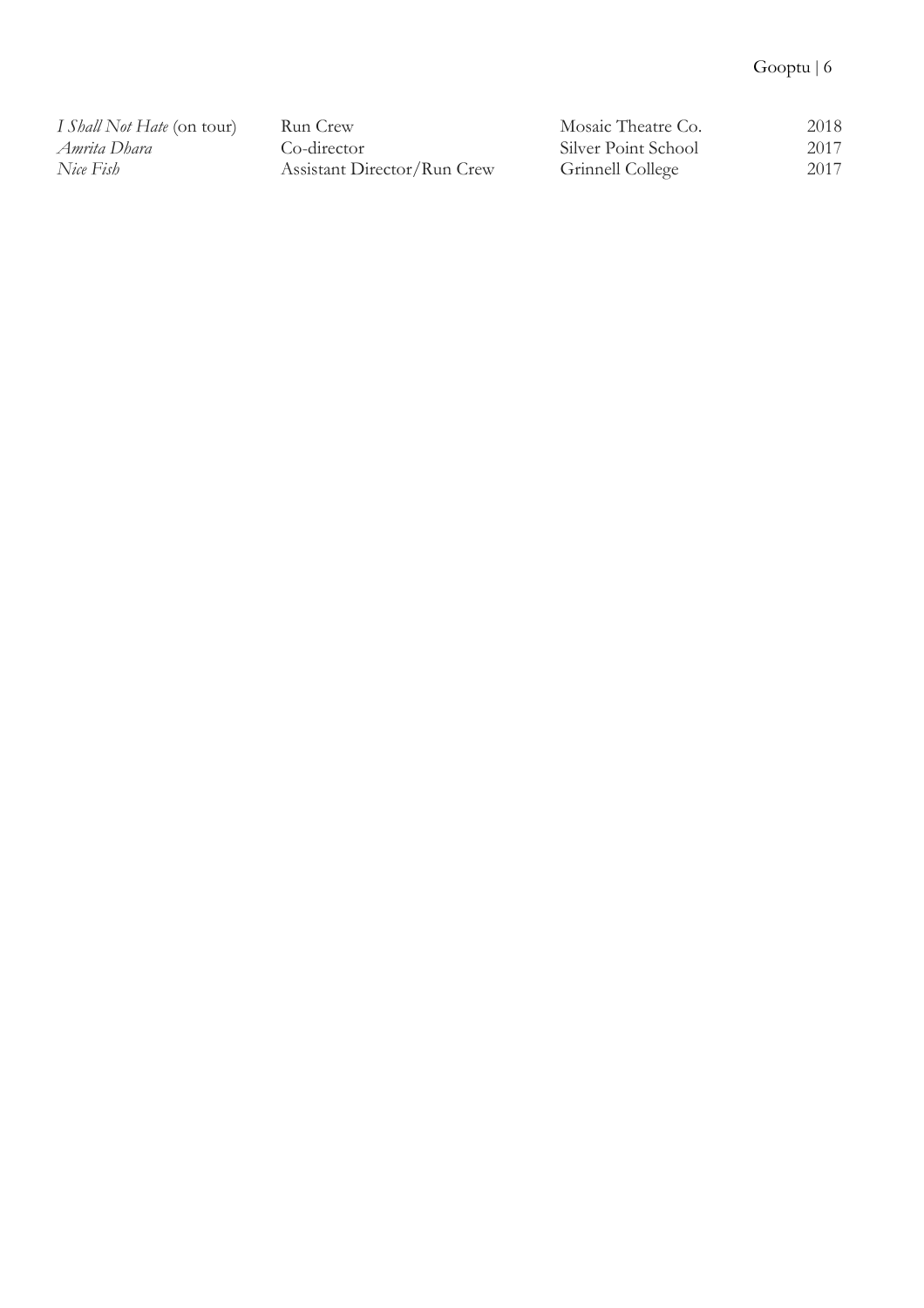| | | | |
|---|---|---|---|
| *I Shall Not Hate* (on tour) | Run Crew | Mosaic Theatre Co. | 2018 |
| *Amrita Dhara* | Co-director | Silver Point School | 2017 |
| *Nice Fish* | Assistant Director/Run Crew | Grinnell College | 2017 |